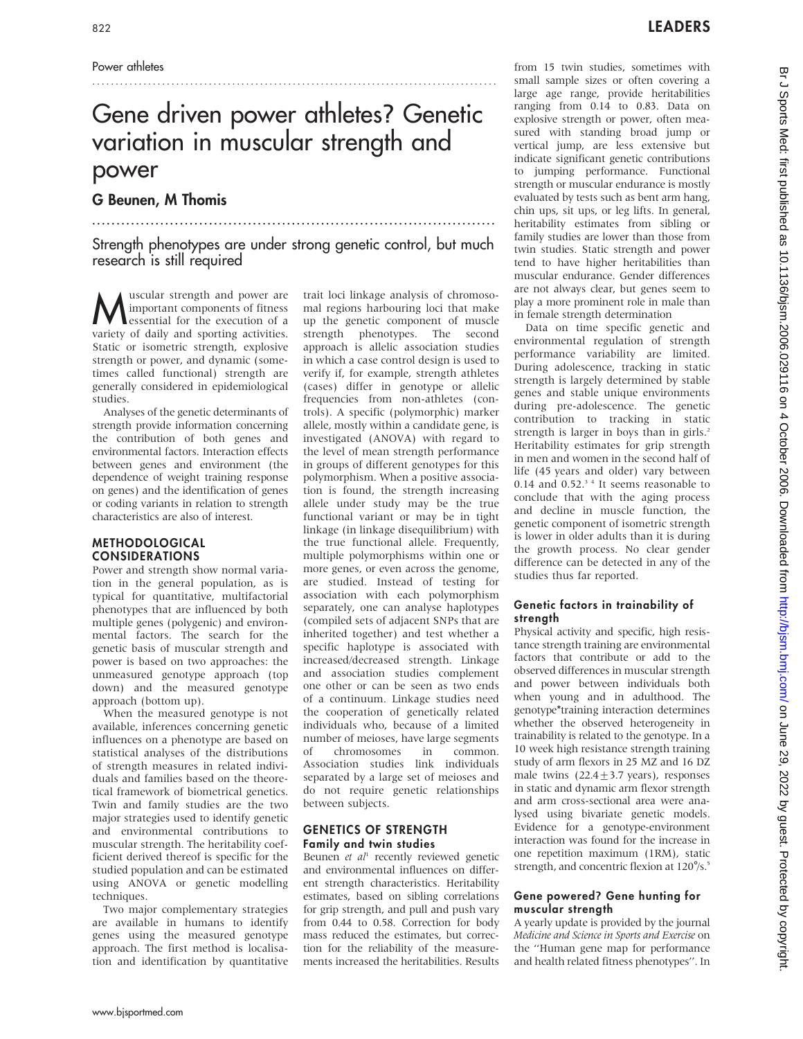Power athletes

# Gene driven power athletes? Genetic variation in muscular strength and power

**G Beunen, M Thomis**

Strength phenotypes are under strong genetic control, but much research is still required

Muscular strength and power are important components of fitness essential for the execution of a variety of daily and sporting activities. Static or isometric strength, explosive strength or power, and dynamic (sometimes called functional) strength are generally considered in epidemiological studies.

Analyses of the genetic determinants of strength provide information concerning the contribution of both genes and environmental factors. Interaction effects between genes and environment (the dependence of weight training response on genes) and the identification of genes or coding variants in relation to strength characteristics are also of interest.

## METHODOLOGICAL CONSIDERATIONS

Power and strength show normal variation in the general population, as is typical for quantitative, multifactorial phenotypes that are influenced by both multiple genes (polygenic) and environmental factors. The search for the genetic basis of muscular strength and power is based on two approaches: the unmeasured genotype approach (top down) and the measured genotype approach (bottom up).

When the measured genotype is not available, inferences concerning genetic influences on a phenotype are based on statistical analyses of the distributions of strength measures in related individuals and families based on the theoretical framework of biometrical genetics. Twin and family studies are the two major strategies used to identify genetic and environmental contributions to muscular strength. The heritability coefficient derived thereof is specific for the studied population and can be estimated using ANOVA or genetic modelling techniques.

Two major complementary strategies are available in humans to identify genes using the measured genotype approach. The first method is localisation and identification by quantitative trait loci linkage analysis of chromosomal regions harbouring loci that make up the genetic component of muscle strength phenotypes. The second approach is allelic association studies in which a case control design is used to verify if, for example, strength athletes (cases) differ in genotype or allelic frequencies from non-athletes (controls). A specific (polymorphic) marker allele, mostly within a candidate gene, is investigated (ANOVA) with regard to the level of mean strength performance in groups of different genotypes for this polymorphism. When a positive association is found, the strength increasing allele under study may be the true functional variant or may be in tight linkage (in linkage disequilibrium) with the true functional allele. Frequently, multiple polymorphisms within one or more genes, or even across the genome, are studied. Instead of testing for association with each polymorphism separately, one can analyse haplotypes (compiled sets of adjacent SNPs that are inherited together) and test whether a specific haplotype is associated with increased/decreased strength. Linkage and association studies complement one other or can be seen as two ends of a continuum. Linkage studies need the cooperation of genetically related individuals who, because of a limited number of meioses, have large segments of chromosomes in common. Association studies link individuals separated by a large set of meioses and do not require genetic relationships between subjects.

## GENETICS OF STRENGTH

### Family and twin studies

Beunen *et al*[1] recently reviewed genetic and environmental influences on different strength characteristics. Heritability estimates, based on sibling correlations for grip strength, and pull and push vary from 0.44 to 0.58. Correction for body mass reduced the estimates, but correction for the reliability of the measurements increased the heritabilities. Results from 15 twin studies, sometimes with small sample sizes or often covering a large age range, provide heritabilities ranging from 0.14 to 0.83. Data on explosive strength or power, often measured with standing broad jump or vertical jump, are less extensive but indicate significant genetic contributions to jumping performance. Functional strength or muscular endurance is mostly evaluated by tests such as bent arm hang, chin ups, sit ups, or leg lifts. In general, heritability estimates from sibling or family studies are lower than those from twin studies. Static strength and power tend to have higher heritabilities than muscular endurance. Gender differences are not always clear, but genes seem to play a more prominent role in male than in female strength determination

Data on time specific genetic and environmental regulation of strength performance variability are limited. During adolescence, tracking in static strength is largely determined by stable genes and stable unique environments during pre-adolescence. The genetic contribution to tracking in static strength is larger in boys than in girls.[2] Heritability estimates for grip strength in men and women in the second half of life (45 years and older) vary between 0.14 and 0.52.[3 4] It seems reasonable to conclude that with the aging process and decline in muscle function, the genetic component of isometric strength is lower in older adults than it is during the growth process. No clear gender difference can be detected in any of the studies thus far reported.

### Genetic factors in trainability of strength

Physical activity and specific, high resistance strength training are environmental factors that contribute or add to the observed differences in muscular strength and power between individuals both when young and in adulthood. The genotype*training interaction determines whether the observed heterogeneity in trainability is related to the genotype. In a 10 week high resistance strength training study of arm flexors in 25 MZ and 16 DZ male twins ($22.4 \pm 3.7$ years), responses in static and dynamic arm flexor strength and arm cross-sectional area were analysed using bivariate genetic models. Evidence for a genotype-environment interaction was found for the increase in one repetition maximum (1RM), static strength, and concentric flexion at 120°/s.[5]

### Gene powered? Gene hunting for muscular strength

A yearly update is provided by the journal *Medicine and Science in Sports and Exercise* on the "Human gene map for performance and health related fitness phenotypes". In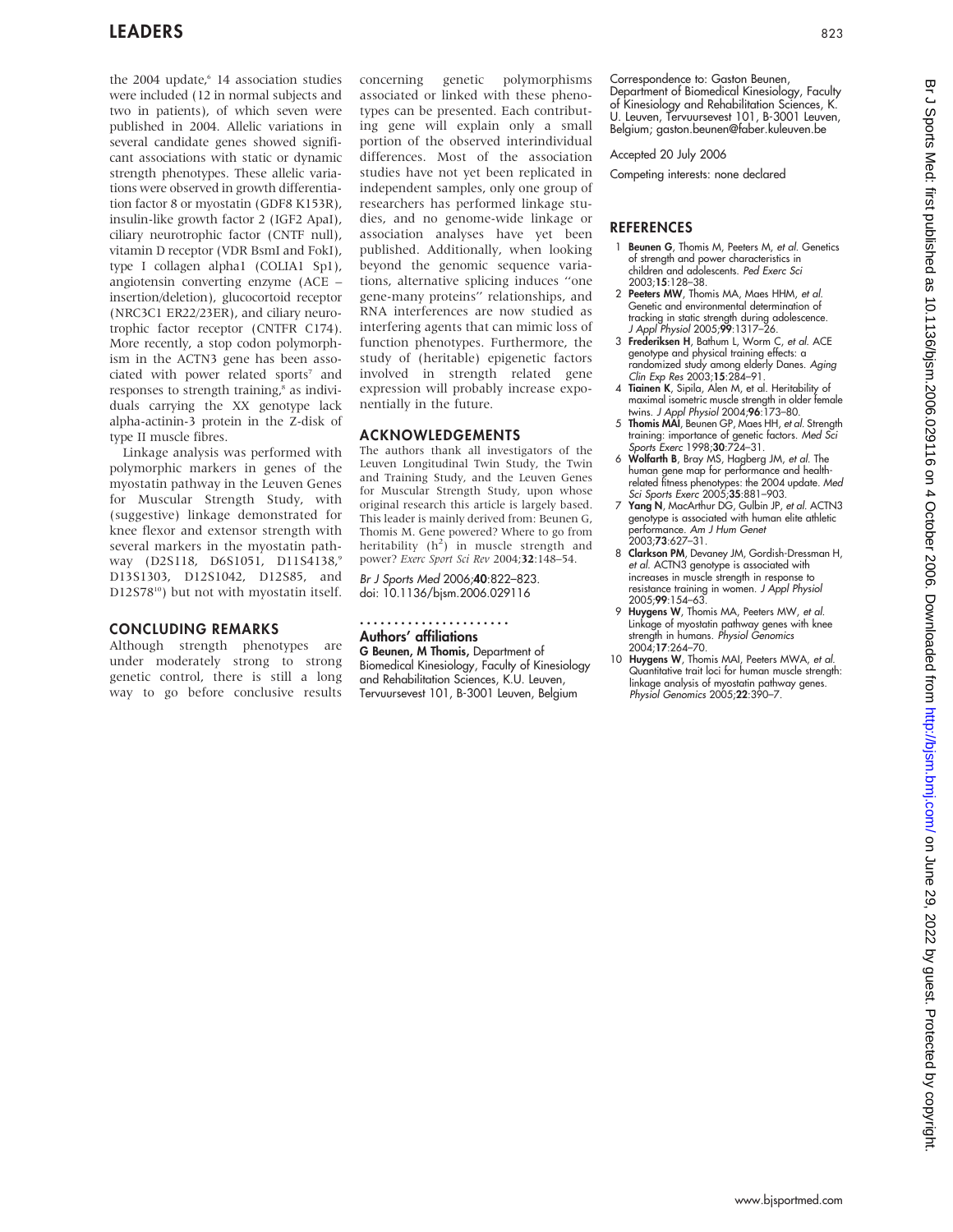the 2004 update,[6] 14 association studies were included (12 in normal subjects and two in patients), of which seven were published in 2004. Allelic variations in several candidate genes showed significant associations with static or dynamic strength phenotypes. These allelic variations were observed in growth differentiation factor 8 or myostatin (GDF8 K153R), insulin-like growth factor 2 (IGF2 ApaI), ciliary neurotrophic factor (CNTF null), vitamin D receptor (VDR BsmI and FokI), type I collagen alpha1 (COLIA1 Sp1), angiotensin converting enzyme (ACE – insertion/deletion), glucocortoid receptor (NRC3C1 ER22/23ER), and ciliary neurotrophic factor receptor (CNTFR C174). More recently, a stop codon polymorphism in the ACTN3 gene has been associated with power related sports[7] and responses to strength training,[8] as individuals carrying the XX genotype lack alpha-actinin-3 protein in the Z-disk of type II muscle fibres.

Linkage analysis was performed with polymorphic markers in genes of the myostatin pathway in the Leuven Genes for Muscular Strength Study, with (suggestive) linkage demonstrated for knee flexor and extensor strength with several markers in the myostatin pathway (D2S118, D6S1051, D11S4138,[9] D13S1303, D12S1042, D12S85, and D12S78[10]) but not with myostatin itself.

## CONCLUDING REMARKS

Although strength phenotypes are under moderately strong to strong genetic control, there is still a long way to go before conclusive results concerning genetic polymorphisms associated or linked with these phenotypes can be presented. Each contributing gene will explain only a small portion of the observed interindividual differences. Most of the association studies have not yet been replicated in independent samples, only one group of researchers has performed linkage studies, and no genome-wide linkage or association analyses have yet been published. Additionally, when looking beyond the genomic sequence variations, alternative splicing induces "one gene-many proteins" relationships, and RNA interferences are now studied as interfering agents that can mimic loss of function phenotypes. Furthermore, the study of (heritable) epigenetic factors involved in strength related gene expression will probably increase exponentially in the future.

## ACKNOWLEDGEMENTS

The authors thank all investigators of the Leuven Longitudinal Twin Study, the Twin and Training Study, and the Leuven Genes for Muscular Strength Study, upon whose original research this article is largely based. This leader is mainly derived from: Beunen G, Thomis M. Gene powered? Where to go from heritability ($h^2$) in muscle strength and power? *Exerc Sport Sci Rev* 2004;**32**:148–54.

*Br J Sports Med* 2006;**40**:822–823.
doi: 10.1136/bjsm.2006.029116

### Authors' affiliations

**G Beunen, M Thomis,** Department of Biomedical Kinesiology, Faculty of Kinesiology and Rehabilitation Sciences, K.U. Leuven, Tervuursevest 101, B-3001 Leuven, Belgium

Correspondence to: Gaston Beunen, Department of Biomedical Kinesiology, Faculty of Kinesiology and Rehabilitation Sciences, K. U. Leuven, Tervuursevest 101, B-3001 Leuven, Belgium; gaston.beunen@faber.kuleuven.be

Accepted 20 July 2006

Competing interests: none declared

## REFERENCES

1. **Beunen G**, Thomis M, Peeters M, *et al.* Genetics of strength and power characteristics in children and adolescents. *Ped Exerc Sci* 2003;**15**:128–38.
2. **Peeters MW**, Thomis MA, Maes HHM, *et al.* Genetic and environmental determination of tracking in static strength during adolescence. *J Appl Physiol* 2005;**99**:1317–26.
3. **Frederiksen H**, Bathum L, Worm C, *et al.* ACE genotype and physical training effects: a randomized study among elderly Danes. *Aging Clin Exp Res* 2003;**15**:284–91.
4. **Tiainen K**, Sipila, Alen M, et al. Heritability of maximal isometric muscle strength in older female twins. *J Appl Physiol* 2004;**96**:173–80.
5. **Thomis MAI**, Beunen GP, Maes HH, *et al.* Strength training: importance of genetic factors. *Med Sci Sports Exerc* 1998;**30**:724–31.
6. **Wolfarth B**, Bray MS, Hagberg JM, *et al.* The human gene map for performance and health-related fitness phenotypes: the 2004 update. *Med Sci Sports Exerc* 2005;**35**:881–903.
7. **Yang N**, MacArthur DG, Gulbin JP, *et al.* ACTN3 genotype is associated with human elite athletic performance. *Am J Hum Genet* 2003;**73**:627–31.
8. **Clarkson PM**, Devaney JM, Gordish-Dressman H, *et al.* ACTN3 genotype is associated with increases in muscle strength in response to resistance training in women. *J Appl Physiol* 2005;**99**:154–63.
9. **Huygens W**, Thomis MA, Peeters MW, *et al.* Linkage of myostatin pathway genes with knee strength in humans. *Physiol Genomics* 2004;**17**:264–70.
10. **Huygens W**, Thomis MAI, Peeters MWA, *et al.* Quantitative trait loci for human muscle strength: linkage analysis of myostatin pathway genes. *Physiol Genomics* 2005;**22**:390–7.